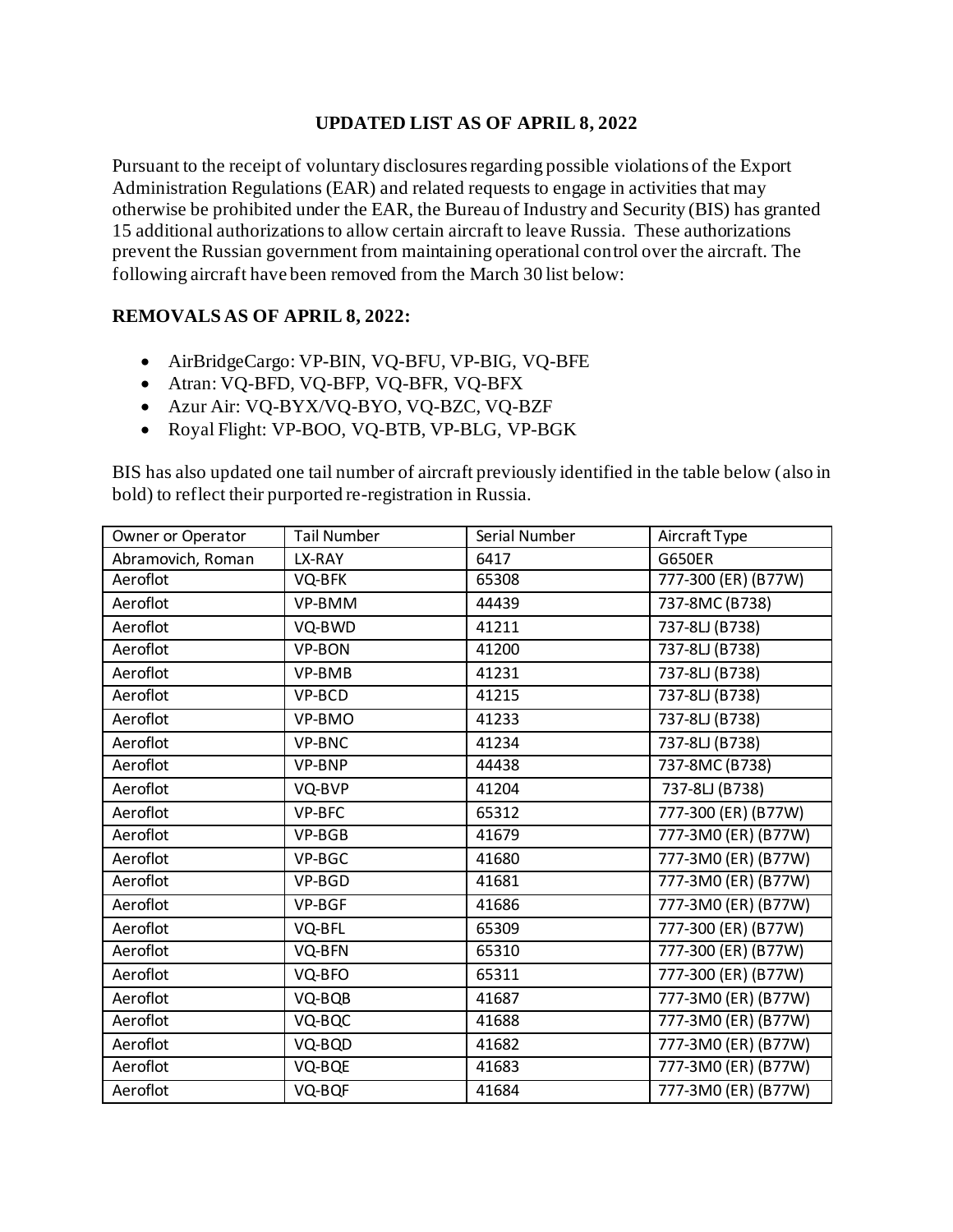## UPDATED LIST AS OF APRIL 8, 2022

Pursuant to the receipt of voluntary disclosures regarding possible violations of the Export Administration Regulations (EAR) and related requests to engage in activities that may otherwise be prohibited under the EAR, the Bureau of Industry and Security (BIS) has granted 15 additional authorizations to allow certain aircraft to leave Russia. These authorizations prevent the Russian government from maintaining operational control over the aircraft. The following aircraft have been removed from the March 30 list below:

### REMOVALS AS OF APRIL 8, 2022:

- AirBridgeCargo: VP-BIN, VQ-BFU, VP-BIG, VQ-BFE
- Atran: VQ-BFD, VQ-BFP, VQ-BFR, VQ-BFX
- Azur Air: VQ-BYX/VQ-BYO, VQ-BZC, VQ-BZF
- Royal Flight: VP-BOO, VQ-BTB, VP-BLG, VP-BGK

BIS has also updated one tail number of aircraft previously identified in the table below (also in bold) to reflect their purported re-registration in Russia.

| Owner or Operator | Tail Number | Serial Number | Aircraft Type |
|---|---|---|---|
| Abramovich, Roman | LX-RAY | 6417 | G650ER |
| Aeroflot | VQ-BFK | 65308 | 777-300 (ER) (B77W) |
| Aeroflot | VP-BMM | 44439 | 737-8MC (B738) |
| Aeroflot | VQ-BWD | 41211 | 737-8LJ (B738) |
| Aeroflot | VP-BON | 41200 | 737-8LJ (B738) |
| Aeroflot | VP-BMB | 41231 | 737-8LJ (B738) |
| Aeroflot | VP-BCD | 41215 | 737-8LJ (B738) |
| Aeroflot | VP-BMO | 41233 | 737-8LJ (B738) |
| Aeroflot | VP-BNC | 41234 | 737-8LJ (B738) |
| Aeroflot | VP-BNP | 44438 | 737-8MC (B738) |
| Aeroflot | VQ-BVP | 41204 | 737-8LJ (B738) |
| Aeroflot | VP-BFC | 65312 | 777-300 (ER) (B77W) |
| Aeroflot | VP-BGB | 41679 | 777-3M0 (ER) (B77W) |
| Aeroflot | VP-BGC | 41680 | 777-3M0 (ER) (B77W) |
| Aeroflot | VP-BGD | 41681 | 777-3M0 (ER) (B77W) |
| Aeroflot | VP-BGF | 41686 | 777-3M0 (ER) (B77W) |
| Aeroflot | VQ-BFL | 65309 | 777-300 (ER) (B77W) |
| Aeroflot | VQ-BFN | 65310 | 777-300 (ER) (B77W) |
| Aeroflot | VQ-BFO | 65311 | 777-300 (ER) (B77W) |
| Aeroflot | VQ-BQB | 41687 | 777-3M0 (ER) (B77W) |
| Aeroflot | VQ-BQC | 41688 | 777-3M0 (ER) (B77W) |
| Aeroflot | VQ-BQD | 41682 | 777-3M0 (ER) (B77W) |
| Aeroflot | VQ-BQE | 41683 | 777-3M0 (ER) (B77W) |
| Aeroflot | VQ-BQF | 41684 | 777-3M0 (ER) (B77W) |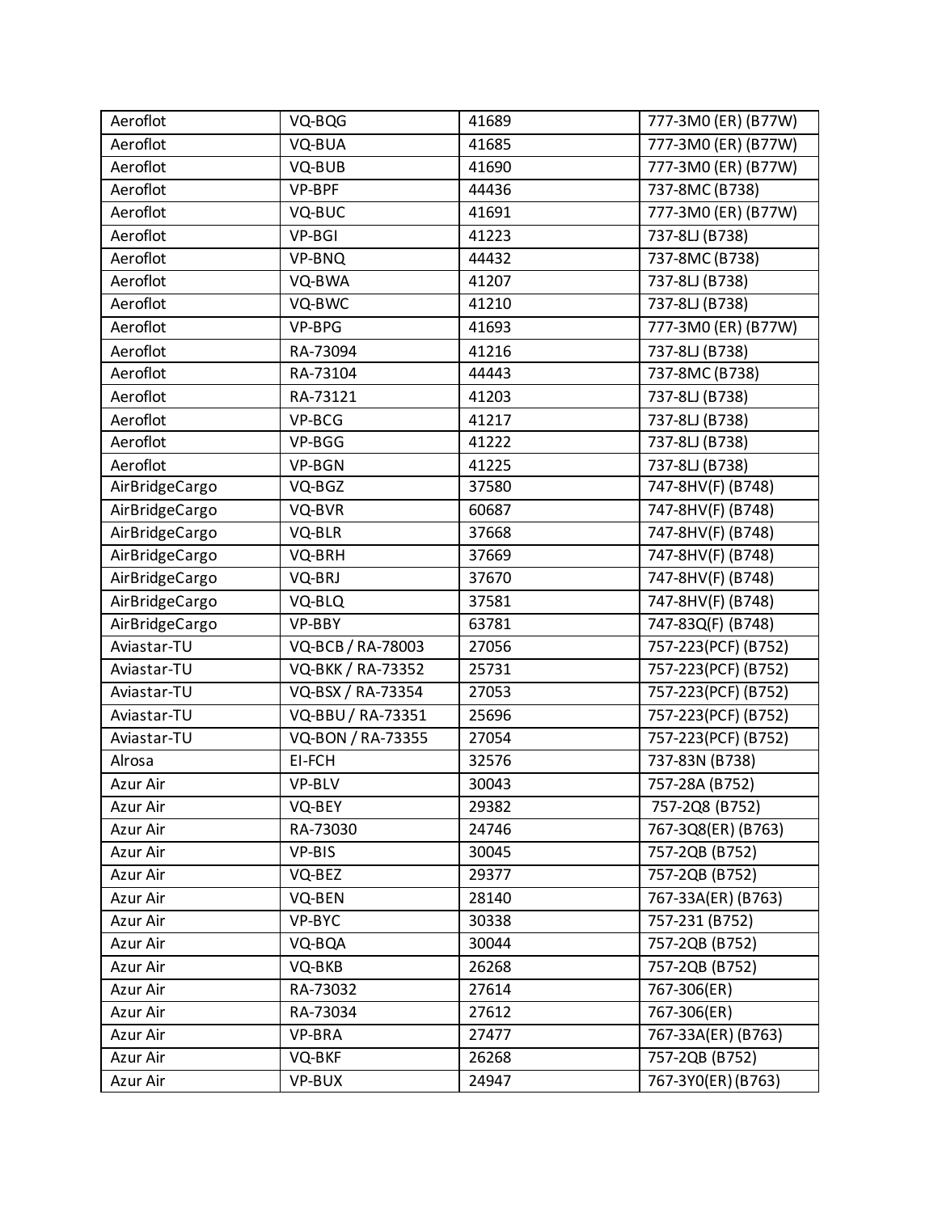| | | | |
|---|---|---|---|
| Aeroflot | VQ-BQG | 41689 | 777-3M0 (ER) (B77W) |
| Aeroflot | VQ-BUA | 41685 | 777-3M0 (ER) (B77W) |
| Aeroflot | VQ-BUB | 41690 | 777-3M0 (ER) (B77W) |
| Aeroflot | VP-BPF | 44436 | 737-8MC (B738) |
| Aeroflot | VQ-BUC | 41691 | 777-3M0 (ER) (B77W) |
| Aeroflot | VP-BGI | 41223 | 737-8LJ (B738) |
| Aeroflot | VP-BNQ | 44432 | 737-8MC (B738) |
| Aeroflot | VQ-BWA | 41207 | 737-8LJ (B738) |
| Aeroflot | VQ-BWC | 41210 | 737-8LJ (B738) |
| Aeroflot | VP-BPG | 41693 | 777-3M0 (ER) (B77W) |
| Aeroflot | RA-73094 | 41216 | 737-8LJ (B738) |
| Aeroflot | RA-73104 | 44443 | 737-8MC (B738) |
| Aeroflot | RA-73121 | 41203 | 737-8LJ (B738) |
| Aeroflot | VP-BCG | 41217 | 737-8LJ (B738) |
| Aeroflot | VP-BGG | 41222 | 737-8LJ (B738) |
| Aeroflot | VP-BGN | 41225 | 737-8LJ (B738) |
| AirBridgeCargo | VQ-BGZ | 37580 | 747-8HV(F) (B748) |
| AirBridgeCargo | VQ-BVR | 60687 | 747-8HV(F) (B748) |
| AirBridgeCargo | VQ-BLR | 37668 | 747-8HV(F) (B748) |
| AirBridgeCargo | VQ-BRH | 37669 | 747-8HV(F) (B748) |
| AirBridgeCargo | VQ-BRJ | 37670 | 747-8HV(F) (B748) |
| AirBridgeCargo | VQ-BLQ | 37581 | 747-8HV(F) (B748) |
| AirBridgeCargo | VP-BBY | 63781 | 747-83Q(F) (B748) |
| Aviastar-TU | VQ-BCB / RA-78003 | 27056 | 757-223(PCF) (B752) |
| Aviastar-TU | VQ-BKK / RA-73352 | 25731 | 757-223(PCF) (B752) |
| Aviastar-TU | VQ-BSX / RA-73354 | 27053 | 757-223(PCF) (B752) |
| Aviastar-TU | VQ-BBU / RA-73351 | 25696 | 757-223(PCF) (B752) |
| Aviastar-TU | VQ-BON / RA-73355 | 27054 | 757-223(PCF) (B752) |
| Alrosa | EI-FCH | 32576 | 737-83N (B738) |
| Azur Air | VP-BLV | 30043 | 757-28A (B752) |
| Azur Air | VQ-BEY | 29382 | 757-2Q8 (B752) |
| Azur Air | RA-73030 | 24746 | 767-3Q8(ER) (B763) |
| Azur Air | VP-BIS | 30045 | 757-2QB (B752) |
| Azur Air | VQ-BEZ | 29377 | 757-2QB (B752) |
| Azur Air | VQ-BEN | 28140 | 767-33A(ER) (B763) |
| Azur Air | VP-BYC | 30338 | 757-231 (B752) |
| Azur Air | VQ-BQA | 30044 | 757-2QB (B752) |
| Azur Air | VQ-BKB | 26268 | 757-2QB (B752) |
| Azur Air | RA-73032 | 27614 | 767-306(ER) |
| Azur Air | RA-73034 | 27612 | 767-306(ER) |
| Azur Air | VP-BRA | 27477 | 767-33A(ER) (B763) |
| Azur Air | VQ-BKF | 26268 | 757-2QB (B752) |
| Azur Air | VP-BUX | 24947 | 767-3Y0(ER) (B763) |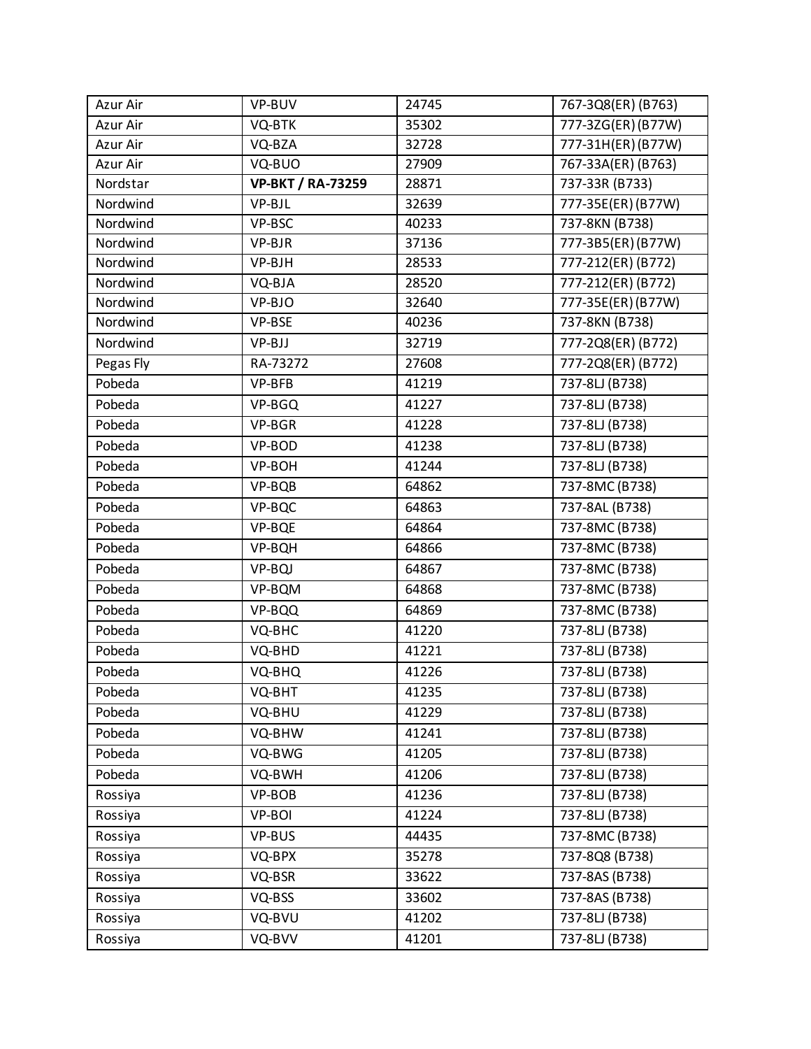| | | | |
|---|---|---|---|
| Azur Air | VP-BUV | 24745 | 767-3Q8(ER) (B763) |
| Azur Air | VQ-BTK | 35302 | 777-3ZG(ER) (B77W) |
| Azur Air | VQ-BZA | 32728 | 777-31H(ER) (B77W) |
| Azur Air | VQ-BUO | 27909 | 767-33A(ER) (B763) |
| Nordstar | **VP-BKT / RA-73259** | 28871 | 737-33R (B733) |
| Nordwind | VP-BJL | 32639 | 777-35E(ER) (B77W) |
| Nordwind | VP-BSC | 40233 | 737-8KN (B738) |
| Nordwind | VP-BJR | 37136 | 777-3B5(ER) (B77W) |
| Nordwind | VP-BJH | 28533 | 777-212(ER) (B772) |
| Nordwind | VQ-BJA | 28520 | 777-212(ER) (B772) |
| Nordwind | VP-BJO | 32640 | 777-35E(ER) (B77W) |
| Nordwind | VP-BSE | 40236 | 737-8KN (B738) |
| Nordwind | VP-BJJ | 32719 | 777-2Q8(ER) (B772) |
| Pegas Fly | RA-73272 | 27608 | 777-2Q8(ER) (B772) |
| Pobeda | VP-BFB | 41219 | 737-8LJ (B738) |
| Pobeda | VP-BGQ | 41227 | 737-8LJ (B738) |
| Pobeda | VP-BGR | 41228 | 737-8LJ (B738) |
| Pobeda | VP-BOD | 41238 | 737-8LJ (B738) |
| Pobeda | VP-BOH | 41244 | 737-8LJ (B738) |
| Pobeda | VP-BQB | 64862 | 737-8MC (B738) |
| Pobeda | VP-BQC | 64863 | 737-8AL (B738) |
| Pobeda | VP-BQE | 64864 | 737-8MC (B738) |
| Pobeda | VP-BQH | 64866 | 737-8MC (B738) |
| Pobeda | VP-BQJ | 64867 | 737-8MC (B738) |
| Pobeda | VP-BQM | 64868 | 737-8MC (B738) |
| Pobeda | VP-BQQ | 64869 | 737-8MC (B738) |
| Pobeda | VQ-BHC | 41220 | 737-8LJ (B738) |
| Pobeda | VQ-BHD | 41221 | 737-8LJ (B738) |
| Pobeda | VQ-BHQ | 41226 | 737-8LJ (B738) |
| Pobeda | VQ-BHT | 41235 | 737-8LJ (B738) |
| Pobeda | VQ-BHU | 41229 | 737-8LJ (B738) |
| Pobeda | VQ-BHW | 41241 | 737-8LJ (B738) |
| Pobeda | VQ-BWG | 41205 | 737-8LJ (B738) |
| Pobeda | VQ-BWH | 41206 | 737-8LJ (B738) |
| Rossiya | VP-BOB | 41236 | 737-8LJ (B738) |
| Rossiya | VP-BOI | 41224 | 737-8LJ (B738) |
| Rossiya | VP-BUS | 44435 | 737-8MC (B738) |
| Rossiya | VQ-BPX | 35278 | 737-8Q8 (B738) |
| Rossiya | VQ-BSR | 33622 | 737-8AS (B738) |
| Rossiya | VQ-BSS | 33602 | 737-8AS (B738) |
| Rossiya | VQ-BVU | 41202 | 737-8LJ (B738) |
| Rossiya | VQ-BVV | 41201 | 737-8LJ (B738) |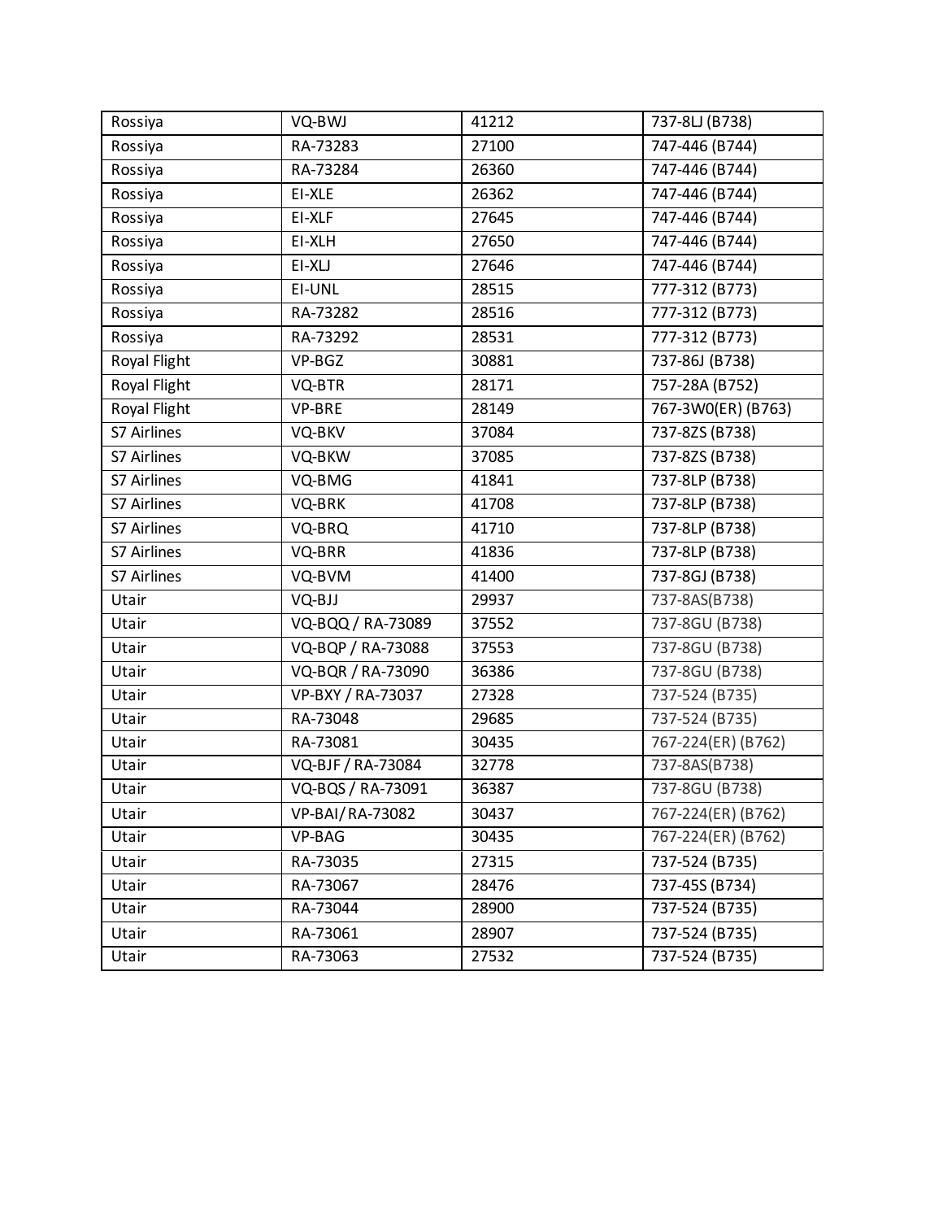| | | | |
|---|---|---|---|
| Rossiya | VQ-BWJ | 41212 | 737-8LJ (B738) |
| Rossiya | RA-73283 | 27100 | 747-446 (B744) |
| Rossiya | RA-73284 | 26360 | 747-446 (B744) |
| Rossiya | EI-XLE | 26362 | 747-446 (B744) |
| Rossiya | EI-XLF | 27645 | 747-446 (B744) |
| Rossiya | EI-XLH | 27650 | 747-446 (B744) |
| Rossiya | EI-XLJ | 27646 | 747-446 (B744) |
| Rossiya | EI-UNL | 28515 | 777-312 (B773) |
| Rossiya | RA-73282 | 28516 | 777-312 (B773) |
| Rossiya | RA-73292 | 28531 | 777-312 (B773) |
| Royal Flight | VP-BGZ | 30881 | 737-86J (B738) |
| Royal Flight | VQ-BTR | 28171 | 757-28A (B752) |
| Royal Flight | VP-BRE | 28149 | 767-3W0(ER) (B763) |
| S7 Airlines | VQ-BKV | 37084 | 737-8ZS (B738) |
| S7 Airlines | VQ-BKW | 37085 | 737-8ZS (B738) |
| S7 Airlines | VQ-BMG | 41841 | 737-8LP (B738) |
| S7 Airlines | VQ-BRK | 41708 | 737-8LP (B738) |
| S7 Airlines | VQ-BRQ | 41710 | 737-8LP (B738) |
| S7 Airlines | VQ-BRR | 41836 | 737-8LP (B738) |
| S7 Airlines | VQ-BVM | 41400 | 737-8GJ (B738) |
| Utair | VQ-BJJ | 29937 | 737-8AS(B738) |
| Utair | VQ-BQQ / RA-73089 | 37552 | 737-8GU (B738) |
| Utair | VQ-BQP / RA-73088 | 37553 | 737-8GU (B738) |
| Utair | VQ-BQR / RA-73090 | 36386 | 737-8GU (B738) |
| Utair | VP-BXY / RA-73037 | 27328 | 737-524 (B735) |
| Utair | RA-73048 | 29685 | 737-524 (B735) |
| Utair | RA-73081 | 30435 | 767-224(ER) (B762) |
| Utair | VQ-BJF / RA-73084 | 32778 | 737-8AS(B738) |
| Utair | VQ-BQS / RA-73091 | 36387 | 737-8GU (B738) |
| Utair | VP-BAI/RA-73082 | 30437 | 767-224(ER) (B762) |
| Utair | VP-BAG | 30435 | 767-224(ER) (B762) |
| Utair | RA-73035 | 27315 | 737-524 (B735) |
| Utair | RA-73067 | 28476 | 737-45S (B734) |
| Utair | RA-73044 | 28900 | 737-524 (B735) |
| Utair | RA-73061 | 28907 | 737-524 (B735) |
| Utair | RA-73063 | 27532 | 737-524 (B735) |